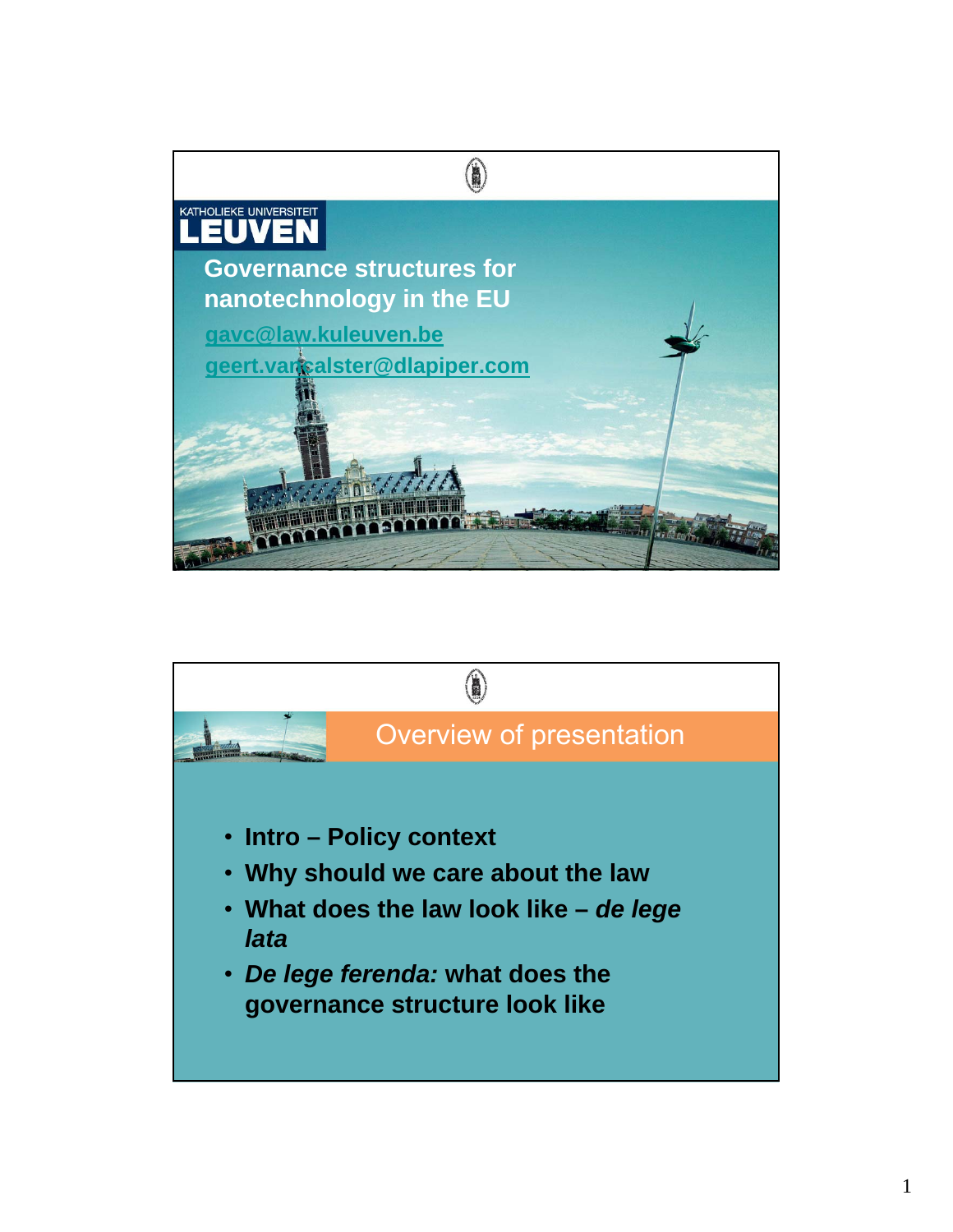KATHOLIEKE UNIVERSITEIT

LEUVEN

# Governance structures for nanotechnology in the EU

gavc@law.kuleuven.be

geert.vancalster@dlapiper.com

## Overview of presentation

- **Intro – Policy context**
- **Why should we care about the law**
- **What does the law look like – *de lege lata***
- ***De lege ferenda:* what does the governance structure look like**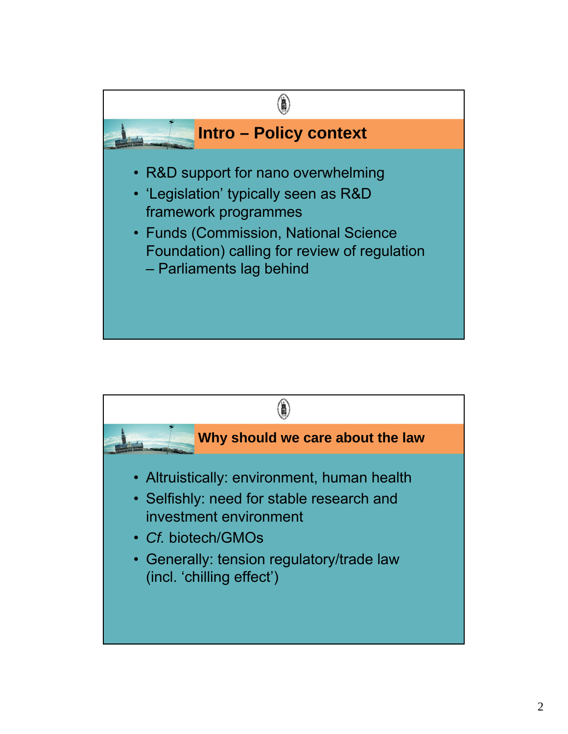## Intro – Policy context

- R&D support for nano overwhelming
- 'Legislation' typically seen as R&D framework programmes
- Funds (Commission, National Science Foundation) calling for review of regulation – Parliaments lag behind

## Why should we care about the law

- Altruistically: environment, human health
- Selfishly: need for stable research and investment environment
- *Cf.* biotech/GMOs
- Generally: tension regulatory/trade law (incl. 'chilling effect')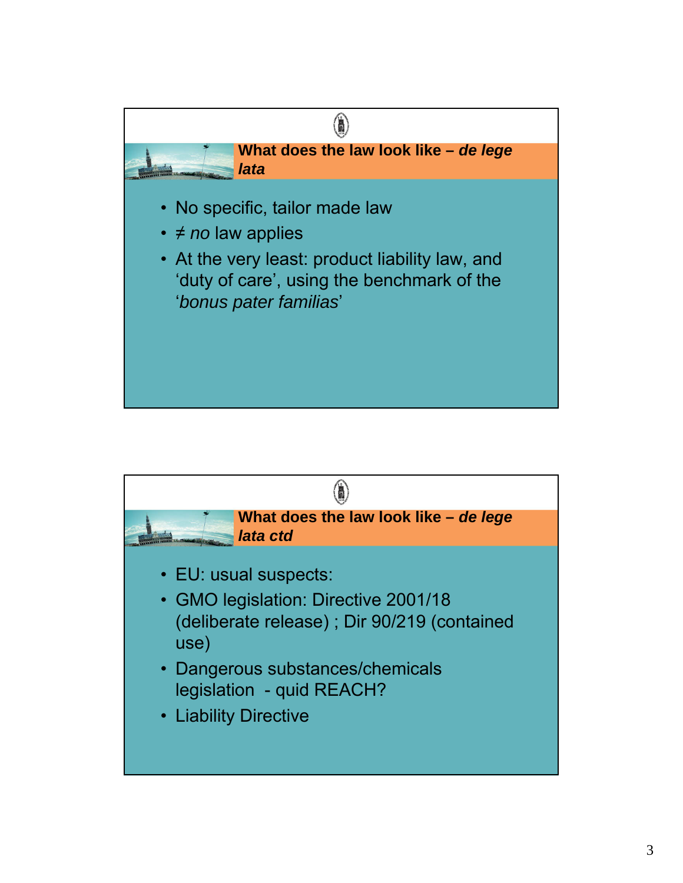## What does the law look like – *de lege lata*

- No specific, tailor made law
- ≠ *no* law applies
- At the very least: product liability law, and 'duty of care', using the benchmark of the '*bonus pater familias*'

## What does the law look like – *de lege lata ctd*

- EU: usual suspects:
- GMO legislation: Directive 2001/18 (deliberate release) ; Dir 90/219 (contained use)
- Dangerous substances/chemicals legislation - quid REACH?
- Liability Directive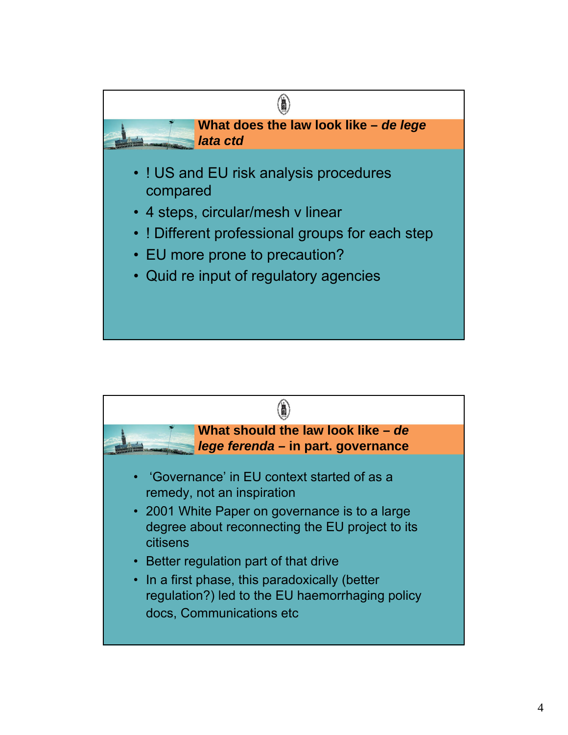## What does the law look like – *de lege lata ctd*

- ! US and EU risk analysis procedures compared
- 4 steps, circular/mesh v linear
- ! Different professional groups for each step
- EU more prone to precaution?
- Quid re input of regulatory agencies

## What should the law look like – *de lege ferenda* – in part. governance

- 'Governance' in EU context started of as a remedy, not an inspiration
- 2001 White Paper on governance is to a large degree about reconnecting the EU project to its citisens
- Better regulation part of that drive
- In a first phase, this paradoxically (better regulation?) led to the EU haemorrhaging policy docs, Communications etc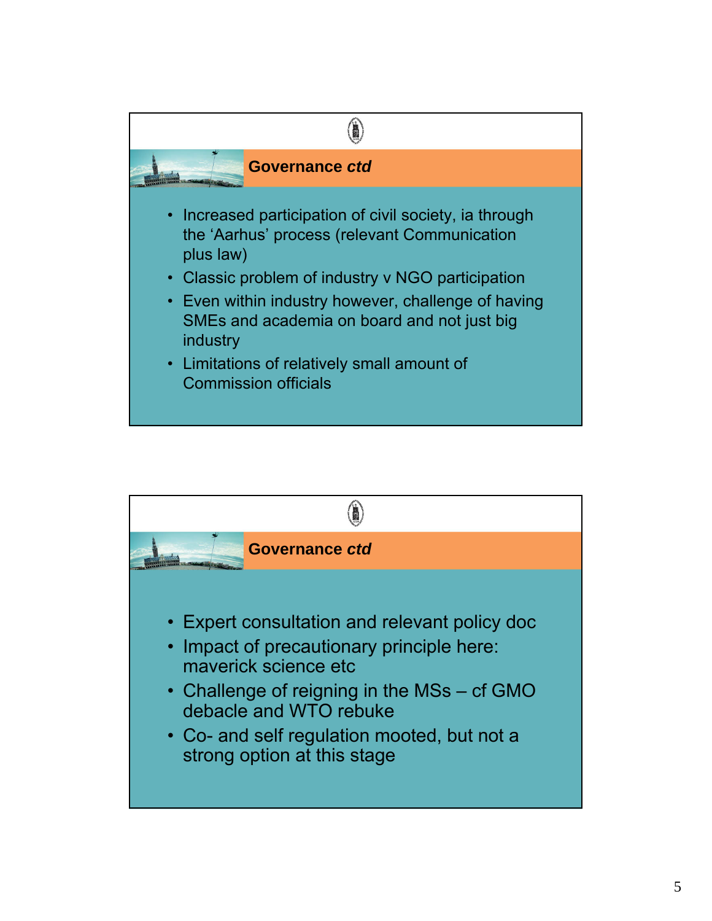## Governance *ctd*

- Increased participation of civil society, ia through the 'Aarhus' process (relevant Communication plus law)
- Classic problem of industry v NGO participation
- Even within industry however, challenge of having SMEs and academia on board and not just big industry
- Limitations of relatively small amount of Commission officials

## Governance *ctd*

- Expert consultation and relevant policy doc
- Impact of precautionary principle here: maverick science etc
- Challenge of reigning in the MSs – cf GMO debacle and WTO rebuke
- Co- and self regulation mooted, but not a strong option at this stage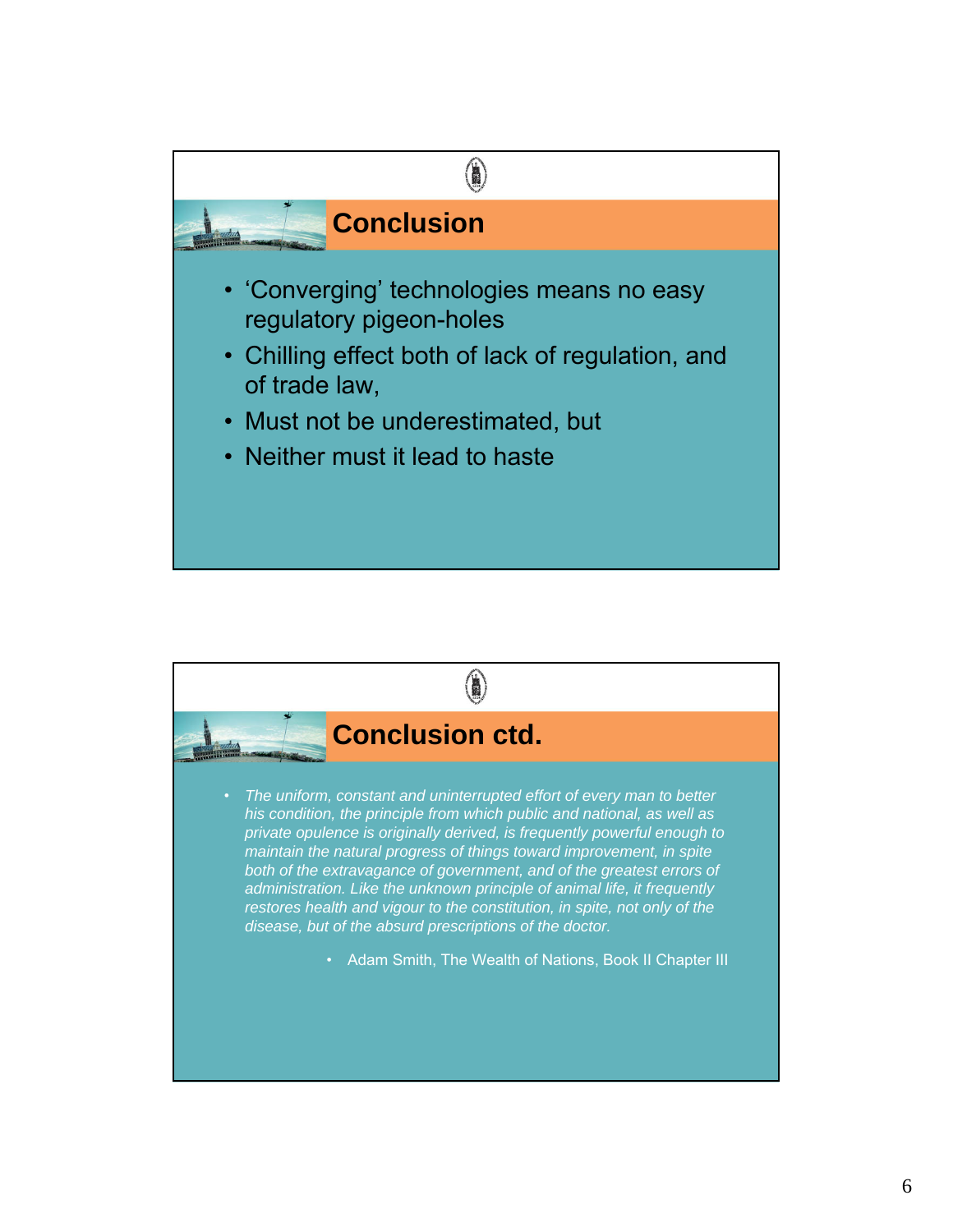## Conclusion

- ‘Converging’ technologies means no easy regulatory pigeon-holes
- Chilling effect both of lack of regulation, and of trade law,
- Must not be underestimated, but
- Neither must it lead to haste

## Conclusion ctd.

- *The uniform, constant and uninterrupted effort of every man to better his condition, the principle from which public and national, as well as private opulence is originally derived, is frequently powerful enough to maintain the natural progress of things toward improvement, in spite both of the extravagance of government, and of the greatest errors of administration. Like the unknown principle of animal life, it frequently restores health and vigour to the constitution, in spite, not only of the disease, but of the absurd prescriptions of the doctor.*
    - Adam Smith, The Wealth of Nations, Book II Chapter III